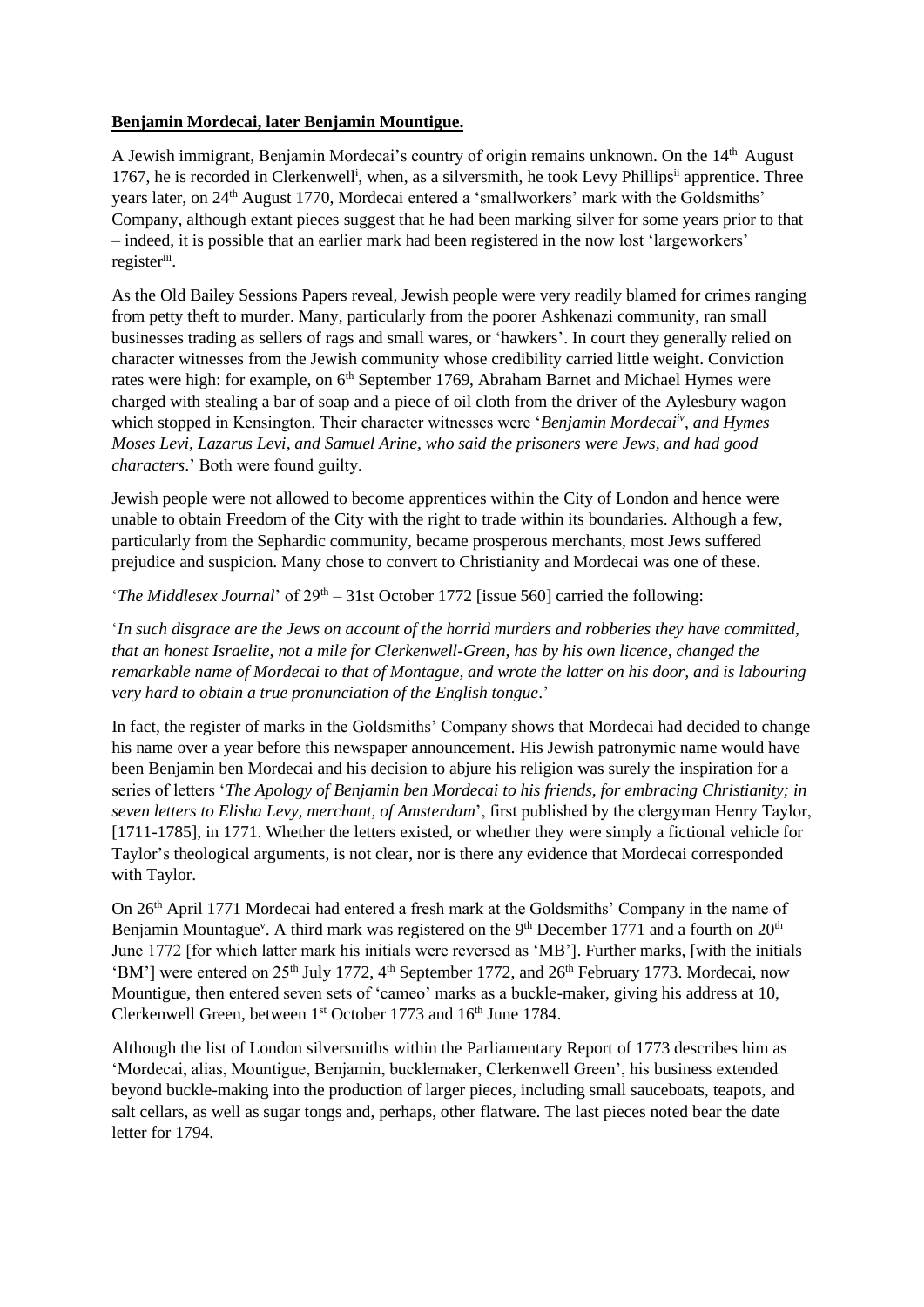**Benjamin Mordecai, later Benjamin Mountigue.**

A Jewish immigrant, Benjamin Mordecai's country of origin remains unknown. On the 14th August 1767, he is recorded in Clerkenwell[i], when, as a silversmith, he took Levy Phillips[ii] apprentice. Three years later, on 24th August 1770, Mordecai entered a 'smallworkers' mark with the Goldsmiths' Company, although extant pieces suggest that he had been marking silver for some years prior to that – indeed, it is possible that an earlier mark had been registered in the now lost 'largeworkers' register[iii].

As the Old Bailey Sessions Papers reveal, Jewish people were very readily blamed for crimes ranging from petty theft to murder. Many, particularly from the poorer Ashkenazi community, ran small businesses trading as sellers of rags and small wares, or 'hawkers'. In court they generally relied on character witnesses from the Jewish community whose credibility carried little weight. Conviction rates were high: for example, on 6th September 1769, Abraham Barnet and Michael Hymes were charged with stealing a bar of soap and a piece of oil cloth from the driver of the Aylesbury wagon which stopped in Kensington. Their character witnesses were '*Benjamin Mordecai*[iv]*, and Hymes Moses Levi, Lazarus Levi, and Samuel Arine, who said the prisoners were Jews, and had good characters*.' Both were found guilty.

Jewish people were not allowed to become apprentices within the City of London and hence were unable to obtain Freedom of the City with the right to trade within its boundaries. Although a few, particularly from the Sephardic community, became prosperous merchants, most Jews suffered prejudice and suspicion. Many chose to convert to Christianity and Mordecai was one of these.

'*The Middlesex Journal*' of 29th – 31st October 1772 [issue 560] carried the following:

'*In such disgrace are the Jews on account of the horrid murders and robberies they have committed, that an honest Israelite, not a mile for Clerkenwell-Green, has by his own licence, changed the remarkable name of Mordecai to that of Montague, and wrote the latter on his door, and is labouring very hard to obtain a true pronunciation of the English tongue*.'

In fact, the register of marks in the Goldsmiths' Company shows that Mordecai had decided to change his name over a year before this newspaper announcement. His Jewish patronymic name would have been Benjamin ben Mordecai and his decision to abjure his religion was surely the inspiration for a series of letters '*The Apology of Benjamin ben Mordecai to his friends, for embracing Christianity; in seven letters to Elisha Levy, merchant, of Amsterdam*', first published by the clergyman Henry Taylor, [1711-1785], in 1771. Whether the letters existed, or whether they were simply a fictional vehicle for Taylor's theological arguments, is not clear, nor is there any evidence that Mordecai corresponded with Taylor.

On 26th April 1771 Mordecai had entered a fresh mark at the Goldsmiths' Company in the name of Benjamin Mountague[v]. A third mark was registered on the 9th December 1771 and a fourth on 20th June 1772 [for which latter mark his initials were reversed as 'MB']. Further marks, [with the initials 'BM'] were entered on 25th July 1772, 4th September 1772, and 26th February 1773. Mordecai, now Mountigue, then entered seven sets of 'cameo' marks as a buckle-maker, giving his address at 10, Clerkenwell Green, between 1st October 1773 and 16th June 1784.

Although the list of London silversmiths within the Parliamentary Report of 1773 describes him as 'Mordecai, alias, Mountigue, Benjamin, bucklemaker, Clerkenwell Green', his business extended beyond buckle-making into the production of larger pieces, including small sauceboats, teapots, and salt cellars, as well as sugar tongs and, perhaps, other flatware. The last pieces noted bear the date letter for 1794.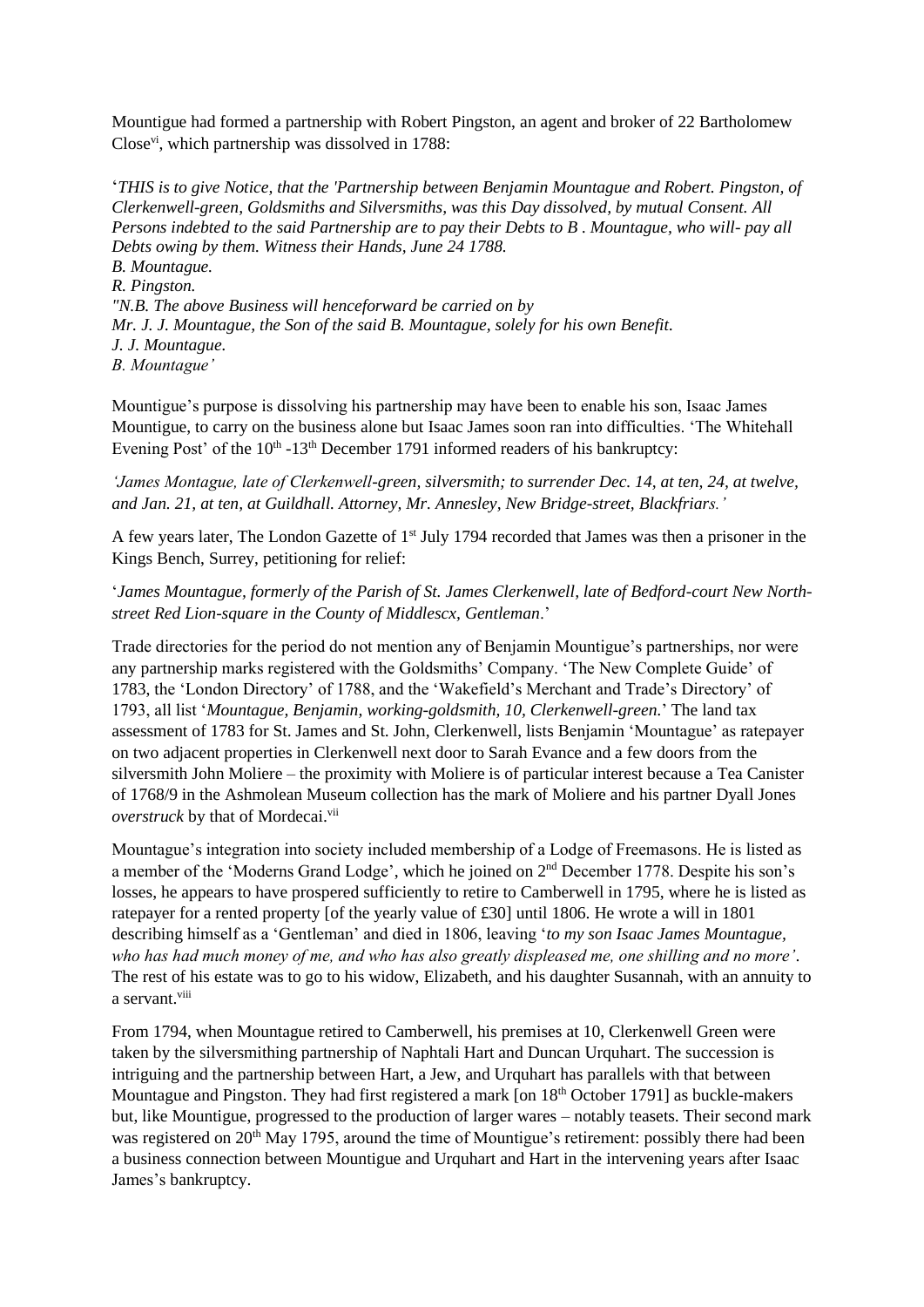Mountigue had formed a partnership with Robert Pingston, an agent and broker of 22 Bartholomew Close[vi], which partnership was dissolved in 1788:

'*THIS is to give Notice, that the 'Partnership between Benjamin Mountague and Robert. Pingston, of Clerkenwell-green, Goldsmiths and Silversmiths, was this Day dissolved, by mutual Consent. All Persons indebted to the said Partnership are to pay their Debts to B . Mountague, who will- pay all Debts owing by them. Witness their Hands, June 24 1788.*
*B. Mountague.*
*R. Pingston.*
*"N.B. The above Business will henceforward be carried on by*
*Mr. J. J. Mountague, the Son of the said B. Mountague, solely for his own Benefit.*
*J. J. Mountague.*
*B. Mountague'*

Mountigue's purpose is dissolving his partnership may have been to enable his son, Isaac James Mountigue, to carry on the business alone but Isaac James soon ran into difficulties. 'The Whitehall Evening Post' of the 10th -13th December 1791 informed readers of his bankruptcy:

*'James Montague, late of Clerkenwell-green, silversmith; to surrender Dec. 14, at ten, 24, at twelve, and Jan. 21, at ten, at Guildhall. Attorney, Mr. Annesley, New Bridge-street, Blackfriars.'*

A few years later, The London Gazette of 1st July 1794 recorded that James was then a prisoner in the Kings Bench, Surrey, petitioning for relief:

'*James Mountague, formerly of the Parish of St. James Clerkenwell, late of Bedford-court New North-street Red Lion-square in the County of Middlescx, Gentleman*.'

Trade directories for the period do not mention any of Benjamin Mountigue's partnerships, nor were any partnership marks registered with the Goldsmiths' Company. 'The New Complete Guide' of 1783, the 'London Directory' of 1788, and the 'Wakefield's Merchant and Trade's Directory' of 1793, all list '*Mountague, Benjamin, working-goldsmith, 10, Clerkenwell-green*.' The land tax assessment of 1783 for St. James and St. John, Clerkenwell, lists Benjamin 'Mountague' as ratepayer on two adjacent properties in Clerkenwell next door to Sarah Evance and a few doors from the silversmith John Moliere – the proximity with Moliere is of particular interest because a Tea Canister of 1768/9 in the Ashmolean Museum collection has the mark of Moliere and his partner Dyall Jones *overstruck* by that of Mordecai.[vii]

Mountague's integration into society included membership of a Lodge of Freemasons. He is listed as a member of the 'Moderns Grand Lodge', which he joined on 2nd December 1778. Despite his son's losses, he appears to have prospered sufficiently to retire to Camberwell in 1795, where he is listed as ratepayer for a rented property [of the yearly value of £30] until 1806. He wrote a will in 1801 describing himself as a 'Gentleman' and died in 1806, leaving '*to my son Isaac James Mountague, who has had much money of me, and who has also greatly displeased me, one shilling and no more'*. The rest of his estate was to go to his widow, Elizabeth, and his daughter Susannah, with an annuity to a servant.[viii]

From 1794, when Mountague retired to Camberwell, his premises at 10, Clerkenwell Green were taken by the silversmithing partnership of Naphtali Hart and Duncan Urquhart. The succession is intriguing and the partnership between Hart, a Jew, and Urquhart has parallels with that between Mountague and Pingston. They had first registered a mark [on 18th October 1791] as buckle-makers but, like Mountigue, progressed to the production of larger wares – notably teasets. Their second mark was registered on 20th May 1795, around the time of Mountigue's retirement: possibly there had been a business connection between Mountigue and Urquhart and Hart in the intervening years after Isaac James's bankruptcy.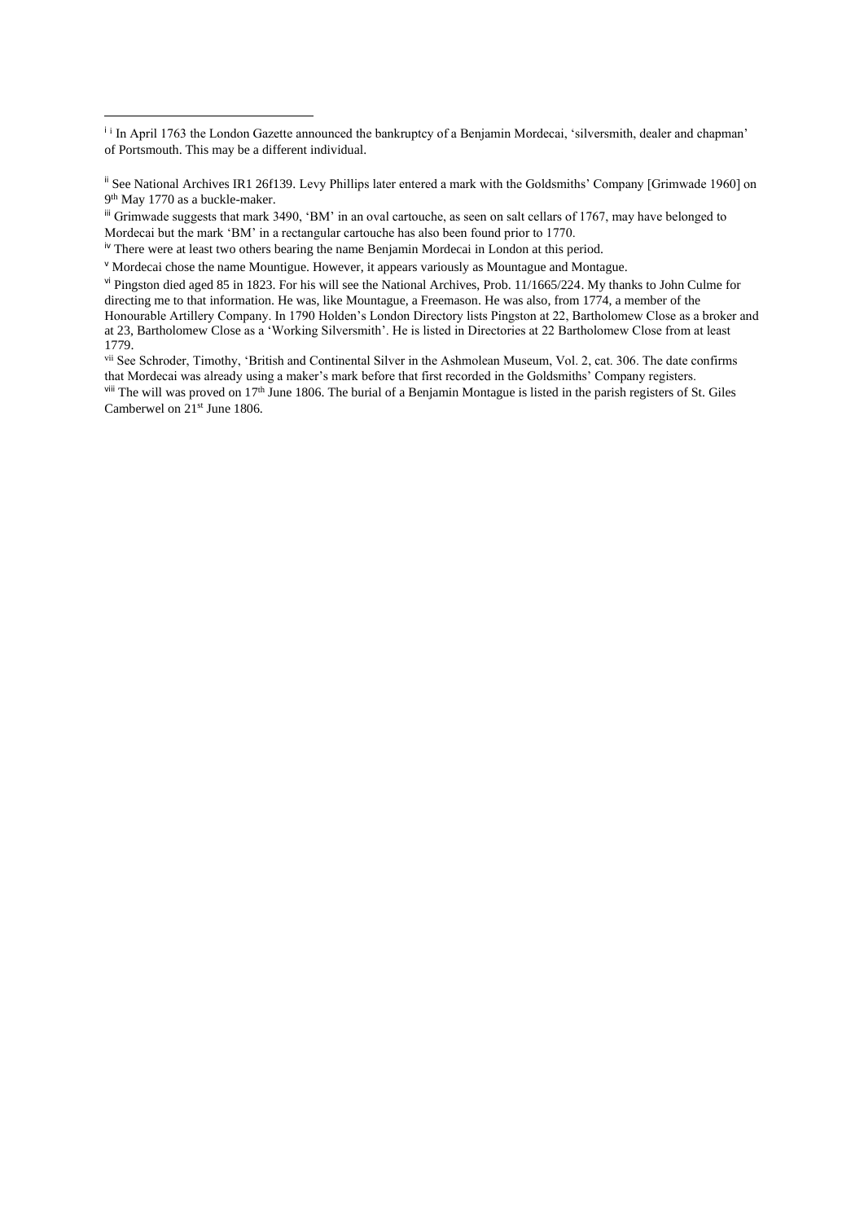[i] [i] In April 1763 the London Gazette announced the bankruptcy of a Benjamin Mordecai, 'silversmith, dealer and chapman' of Portsmouth. This may be a different individual.

[ii] See National Archives IR1 26f139. Levy Phillips later entered a mark with the Goldsmiths' Company [Grimwade 1960] on 9th May 1770 as a buckle-maker.

[iii] Grimwade suggests that mark 3490, 'BM' in an oval cartouche, as seen on salt cellars of 1767, may have belonged to Mordecai but the mark 'BM' in a rectangular cartouche has also been found prior to 1770.

[iv] There were at least two others bearing the name Benjamin Mordecai in London at this period.

[v] Mordecai chose the name Mountigue. However, it appears variously as Mountague and Montague.

[vi] Pingston died aged 85 in 1823. For his will see the National Archives, Prob. 11/1665/224. My thanks to John Culme for directing me to that information. He was, like Mountague, a Freemason. He was also, from 1774, a member of the Honourable Artillery Company. In 1790 Holden's London Directory lists Pingston at 22, Bartholomew Close as a broker and at 23, Bartholomew Close as a 'Working Silversmith'. He is listed in Directories at 22 Bartholomew Close from at least 1779.

[vii] See Schroder, Timothy, 'British and Continental Silver in the Ashmolean Museum, Vol. 2, cat. 306. The date confirms that Mordecai was already using a maker's mark before that first recorded in the Goldsmiths' Company registers.

[viii] The will was proved on 17th June 1806. The burial of a Benjamin Montague is listed in the parish registers of St. Giles Camberwel on 21st June 1806.